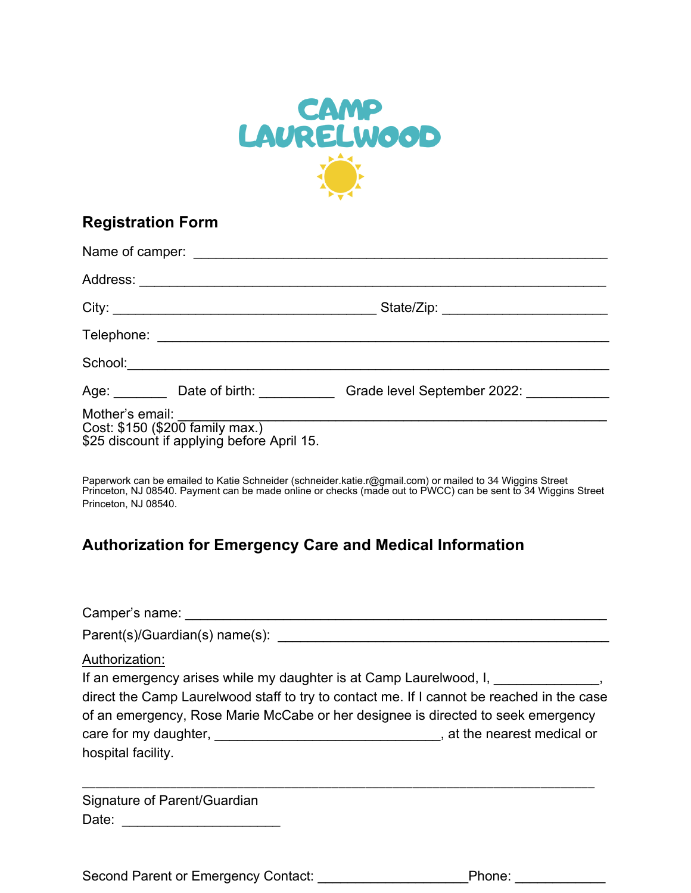# CAMP LAURELWOOD

## Registration Form

Name of camper: ______________________________________________________

Address: __________________________________________________________

City: __________________________________ State/Zip: ____________________

Telephone: ________________________________________________________

School:___________________________________________________________

Age: _______ Date of birth: __________ Grade level September 2022: ___________

Mother's email: _____________________________________________________
Cost: $150 ($200 family max.)
$25 discount if applying before April 15.

Paperwork can be emailed to Katie Schneider (schneider.katie.r@gmail.com) or mailed to 34 Wiggins Street Princeton, NJ 08540. Payment can be made online or checks (made out to PWCC) can be sent to 34 Wiggins Street Princeton, NJ 08540.

## Authorization for Emergency Care and Medical Information

Camper's name: _____________________________________________________

Parent(s)/Guardian(s) name(s): ___________________________________________

Authorization:
If an emergency arises while my daughter is at Camp Laurelwood, I, _____________, direct the Camp Laurelwood staff to try to contact me. If I cannot be reached in the case of an emergency, Rose Marie McCabe or her designee is directed to seek emergency care for my daughter, _____________________________, at the nearest medical or hospital facility.

___________________________________________________________________
Signature of Parent/Guardian
Date: ____________________

Second Parent or Emergency Contact: ___________________Phone: ___________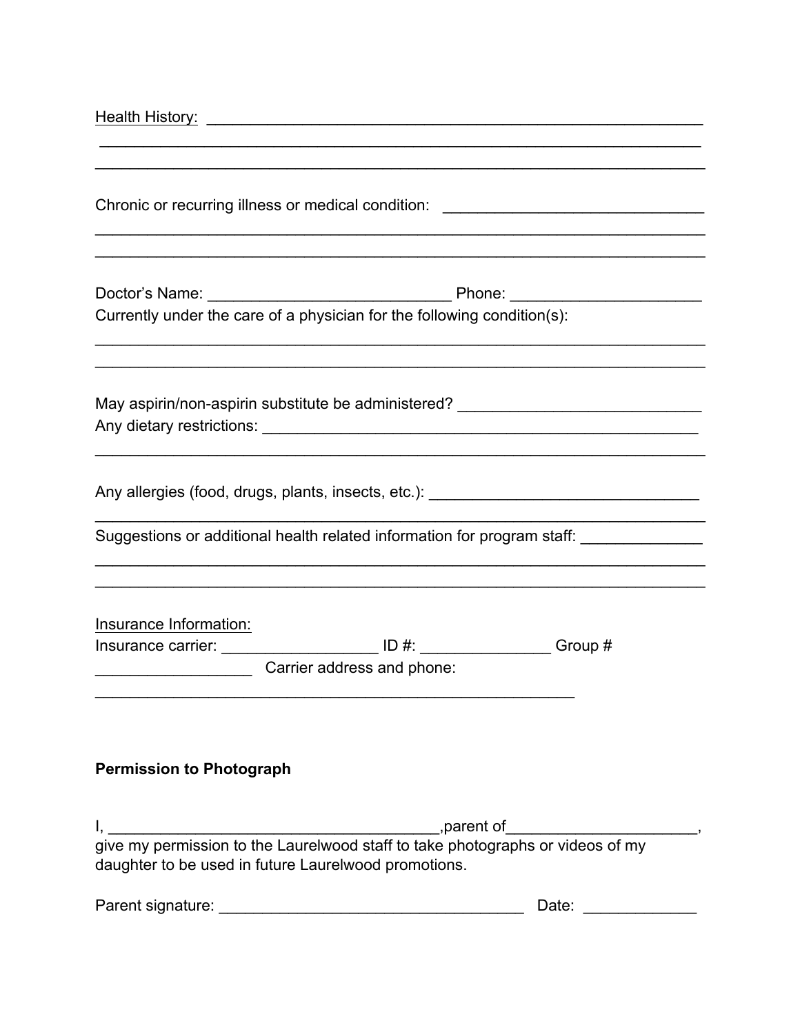Health History: ___________________________________________________________

_____________________________________________________________________

_____________________________________________________________________

Chronic or recurring illness or medical condition: ______________________________

_____________________________________________________________________

_____________________________________________________________________

Doctor's Name: ____________________________ Phone: ______________________

Currently under the care of a physician for the following condition(s):

_____________________________________________________________________

_____________________________________________________________________

May aspirin/non-aspirin substitute be administered? ____________________________

Any dietary restrictions: _____________________________________________________

_____________________________________________________________________

Any allergies (food, drugs, plants, insects, etc.): _______________________________

_____________________________________________________________________

Suggestions or additional health related information for program staff: _____________

_____________________________________________________________________

_____________________________________________________________________

Insurance Information:

Insurance carrier: __________________ ID #: _______________ Group #

__________________ Carrier address and phone:

________________________________________________________

**Permission to Photograph**

I, ______________________________________,parent of______________________,
give my permission to the Laurelwood staff to take photographs or videos of my daughter to be used in future Laurelwood promotions.

Parent signature: ___________________________________ Date: _____________